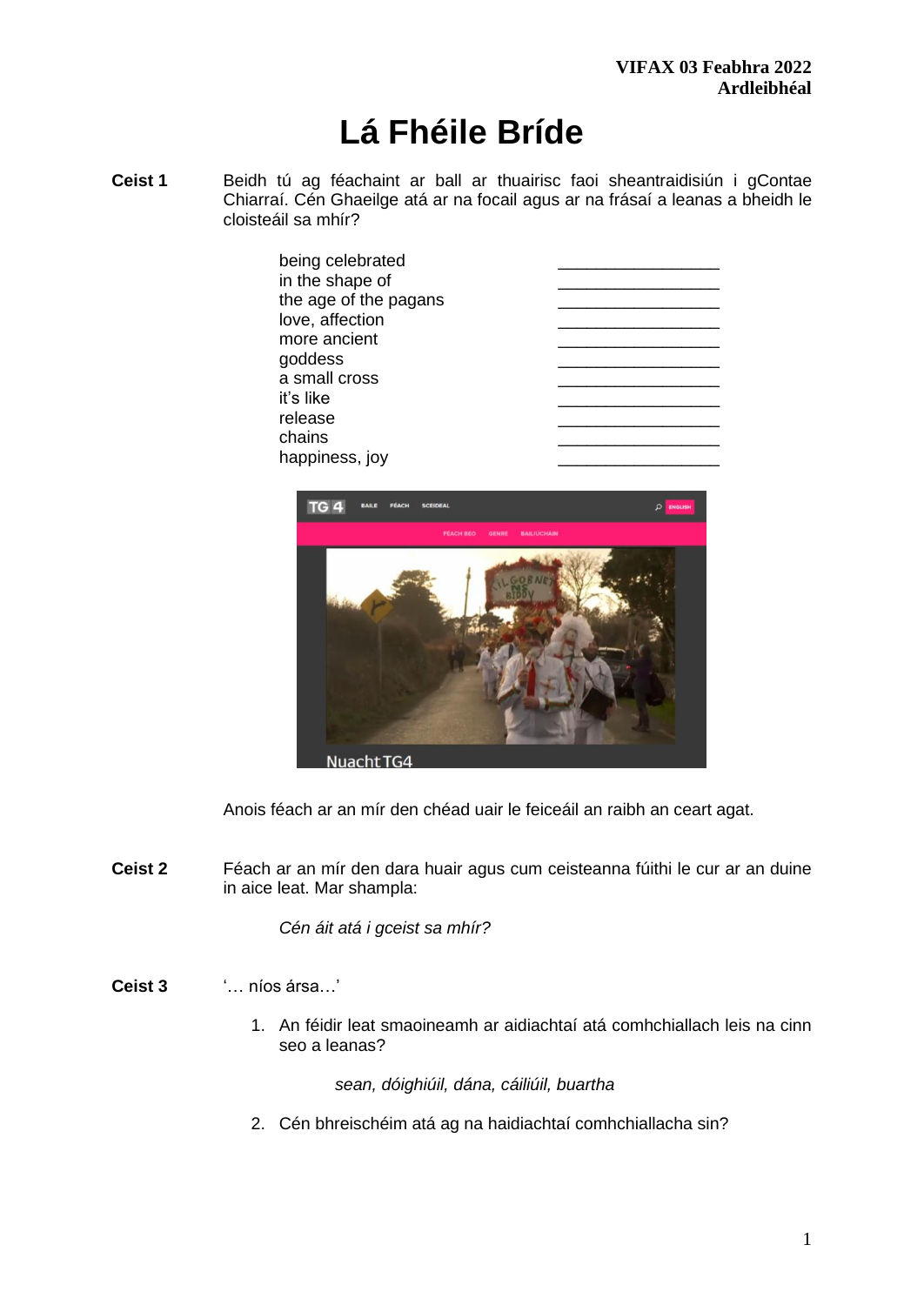**VIFAX 03 Feabhra 2022**
**Ardleibhéal**

# Lá Fhéile Bríde

**Ceist 1** Beidh tú ag féachaint ar ball ar thuairisc faoi sheantraidisiún i gContae Chiarraí. Cén Ghaeilge atá ar na focail agus ar na frásaí a leanas a bheidh le cloisteáil sa mhír?

| | |
|---|---|
| being celebrated | _________________ |
| in the shape of | _________________ |
| the age of the pagans | _________________ |
| love, affection | _________________ |
| more ancient | _________________ |
| goddess | _________________ |
| a small cross | _________________ |
| it's like | _________________ |
| release | _________________ |
| chains | _________________ |
| happiness, joy | _________________ |

Anois féach ar an mír den chéad uair le feiceáil an raibh an ceart agat.

**Ceist 2** Féach ar an mír den dara huair agus cum ceisteanna fúithi le cur ar an duine in aice leat. Mar shampla:

*Cén áit atá i gceist sa mhír?*

**Ceist 3** '… níos ársa…'

1. An féidir leat smaoineamh ar aidiachtaí atá comhchiallach leis na cinn seo a leanas?

   *sean, dóighiúil, dána, cáiliúil, buartha*

2. Cén bhreischéim atá ag na haidiachtaí comhchiallacha sin?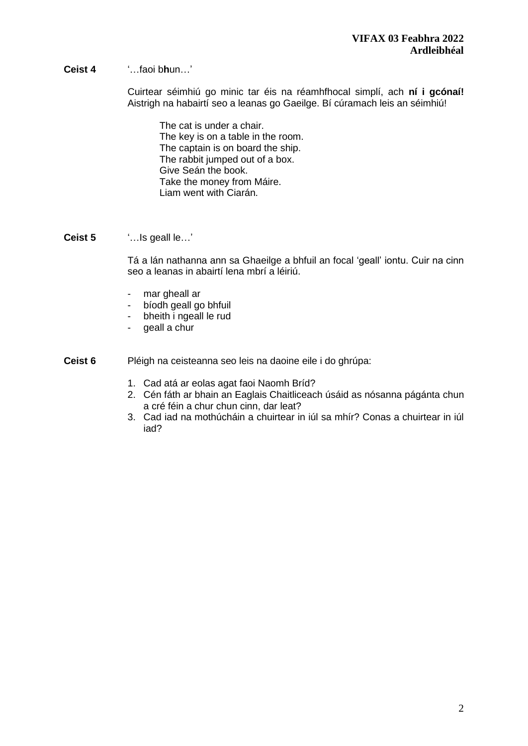**Ceist 4** '…faoi b**h**un…'

Cuirtear séimhiú go minic tar éis na réamhfhocal simplí, ach **ní i gcónaí!** Aistrigh na habairtí seo a leanas go Gaeilge. Bí cúramach leis an séimhiú!

The cat is under a chair.
The key is on a table in the room.
The captain is on board the ship.
The rabbit jumped out of a box.
Give Seán the book.
Take the money from Máire.
Liam went with Ciarán.

**Ceist 5** '…Is geall le…'

Tá a lán nathanna ann sa Ghaeilge a bhfuil an focal 'geall' iontu. Cuir na cinn seo a leanas in abairtí lena mbrí a léiriú.

- mar gheall ar
- bíodh geall go bhfuil
- bheith i ngeall le rud
- geall a chur

**Ceist 6** Pléigh na ceisteanna seo leis na daoine eile i do ghrúpa:

1. Cad atá ar eolas agat faoi Naomh Bríd?
2. Cén fáth ar bhain an Eaglais Chaitliceach úsáid as nósanna págánta chun a cré féin a chur chun cinn, dar leat?
3. Cad iad na mothúcháin a chuirtear in iúl sa mhír? Conas a chuirtear in iúl iad?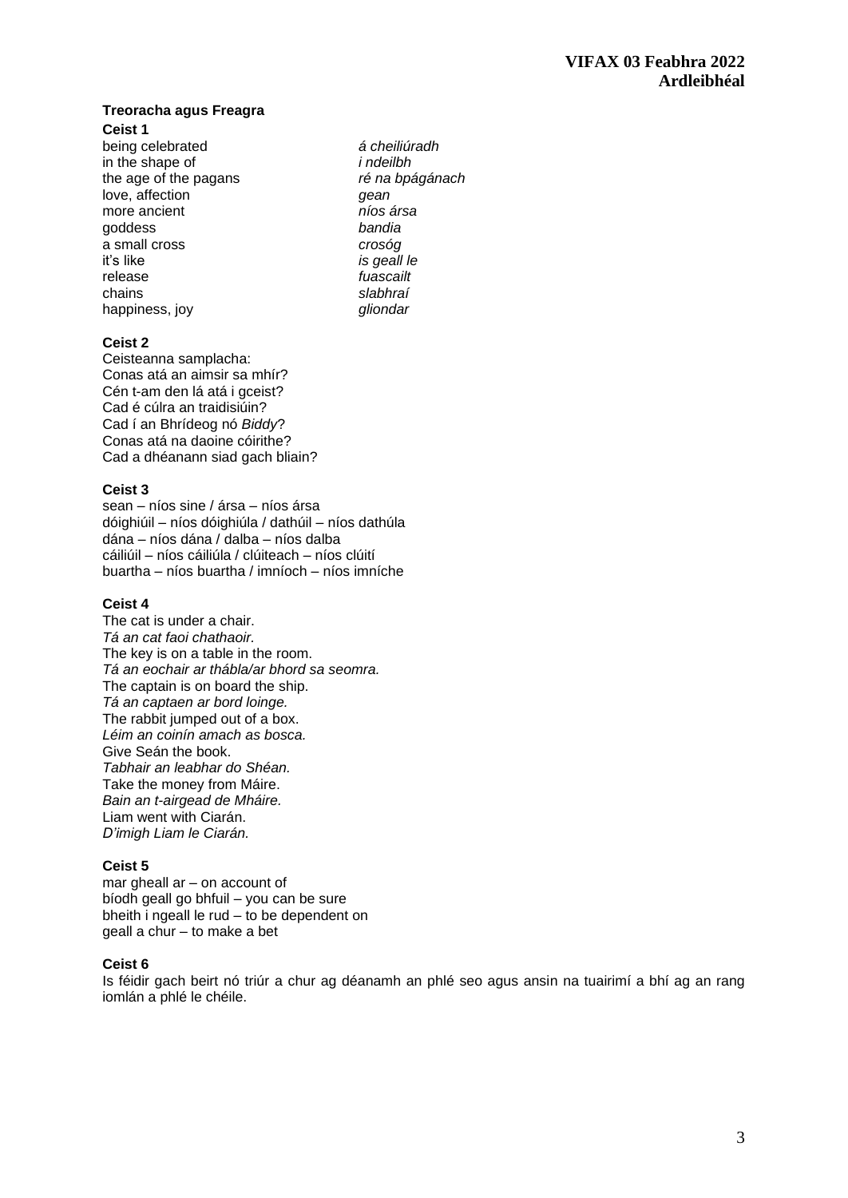**Treoracha agus Freagra**

**Ceist 1**

| | |
|---|---|
| being celebrated | *á cheiliúradh* |
| in the shape of | *i ndeilbh* |
| the age of the pagans | *ré na bpágánach* |
| love, affection | *gean* |
| more ancient | *níos ársa* |
| goddess | *bandia* |
| a small cross | *crosóg* |
| it's like | *is geall le* |
| release | *fuascailt* |
| chains | *slabhraí* |
| happiness, joy | *gliondar* |

**Ceist 2**

Ceisteanna samplacha:
Conas atá an aimsir sa mhír?
Cén t-am den lá atá i gceist?
Cad é cúlra an traidisiúin?
Cad í an Bhrídeog nó *Biddy*?
Conas atá na daoine cóirithe?
Cad a dhéanann siad gach bliain?

**Ceist 3**

sean – níos sine / ársa – níos ársa
dóighiúil – níos dóighiúla / dathúil – níos dathúla
dána – níos dána / dalba – níos dalba
cáiliúil – níos cáiliúla / clúiteach – níos clúití
buartha – níos buartha / imníoch – níos imníche

**Ceist 4**

The cat is under a chair.
*Tá an cat faoi chathaoir.*
The key is on a table in the room.
*Tá an eochair ar thábla/ar bhord sa seomra.*
The captain is on board the ship.
*Tá an captaen ar bord loinge.*
The rabbit jumped out of a box.
*Léim an coinín amach as bosca.*
Give Seán the book.
*Tabhair an leabhar do Shéan.*
Take the money from Máire.
*Bain an t-airgead de Mháire.*
Liam went with Ciarán.
*D'imigh Liam le Ciarán.*

**Ceist 5**

mar gheall ar – on account of
bíodh geall go bhfuil – you can be sure
bheith i ngeall le rud – to be dependent on
geall a chur – to make a bet

**Ceist 6**

Is féidir gach beirt nó triúr a chur ag déanamh an phlé seo agus ansin na tuairimí a bhí ag an rang iomlán a phlé le chéile.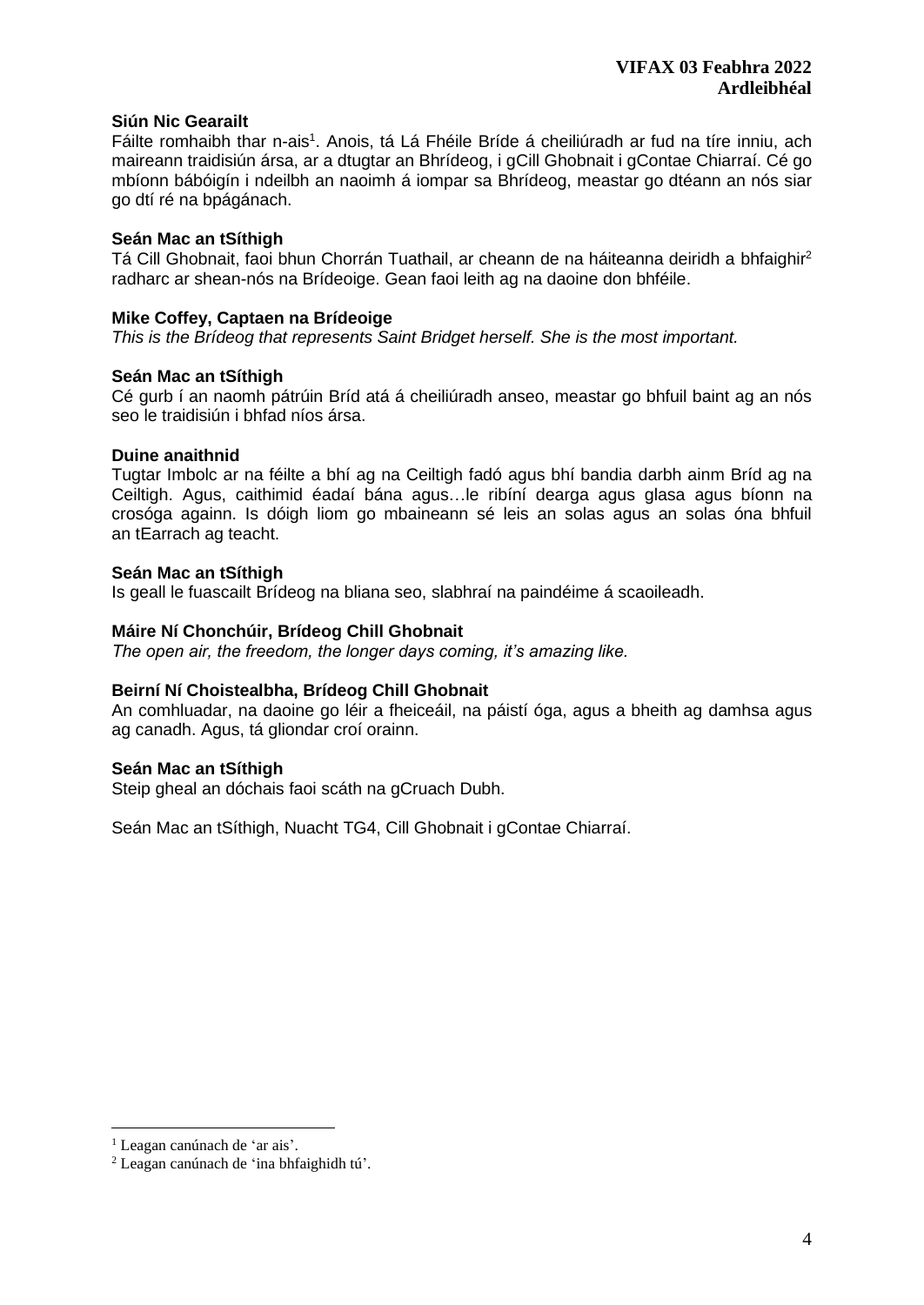**Siún Nic Gearailt**
Fáilte romhaibh thar n-ais[1]. Anois, tá Lá Fhéile Bríde á cheiliúradh ar fud na tíre inniu, ach maireann traidisiún ársa, ar a dtugtar an Bhrídeog, i gCill Ghobnait i gContae Chiarraí. Cé go mbíonn bábóigín i ndeilbh an naoimh á iompar sa Bhrídeog, meastar go dtéann an nós siar go dtí ré na bpágánach.

**Seán Mac an tSíthigh**
Tá Cill Ghobnait, faoi bhun Chorrán Tuathail, ar cheann de na háiteanna deiridh a bhfaighir[2] radharc ar shean-nós na Brídeoige. Gean faoi leith ag na daoine don bhféile.

**Mike Coffey, Captaen na Brídeoige**
*This is the Brídeog that represents Saint Bridget herself. She is the most important.*

**Seán Mac an tSíthigh**
Cé gurb í an naomh pátrúin Bríd atá á cheiliúradh anseo, meastar go bhfuil baint ag an nós seo le traidisiún i bhfad níos ársa.

**Duine anaithnid**
Tugtar Imbolc ar na féilte a bhí ag na Ceiltigh fadó agus bhí bandia darbh ainm Bríd ag na Ceiltigh. Agus, caithimid éadaí bána agus…le ribíní dearga agus glasa agus bíonn na crosóga againn. Is dóigh liom go mbaineann sé leis an solas agus an solas óna bhfuil an tEarrach ag teacht.

**Seán Mac an tSíthigh**
Is geall le fuascailt Brídeog na bliana seo, slabhraí na paindéime á scaoileadh.

**Máire Ní Chonchúir, Brídeog Chill Ghobnait**
*The open air, the freedom, the longer days coming, it's amazing like.*

**Beirní Ní Choistealbha, Brídeog Chill Ghobnait**
An comhluadar, na daoine go léir a fheiceáil, na páistí óga, agus a bheith ag damhsa agus ag canadh. Agus, tá gliondar croí orainn.

**Seán Mac an tSíthigh**
Steip gheal an dóchais faoi scáth na gCruach Dubh.

Seán Mac an tSíthigh, Nuacht TG4, Cill Ghobnait i gContae Chiarraí.

---

[1] Leagan canúnach de 'ar ais'.

[2] Leagan canúnach de 'ina bhfaighidh tú'.